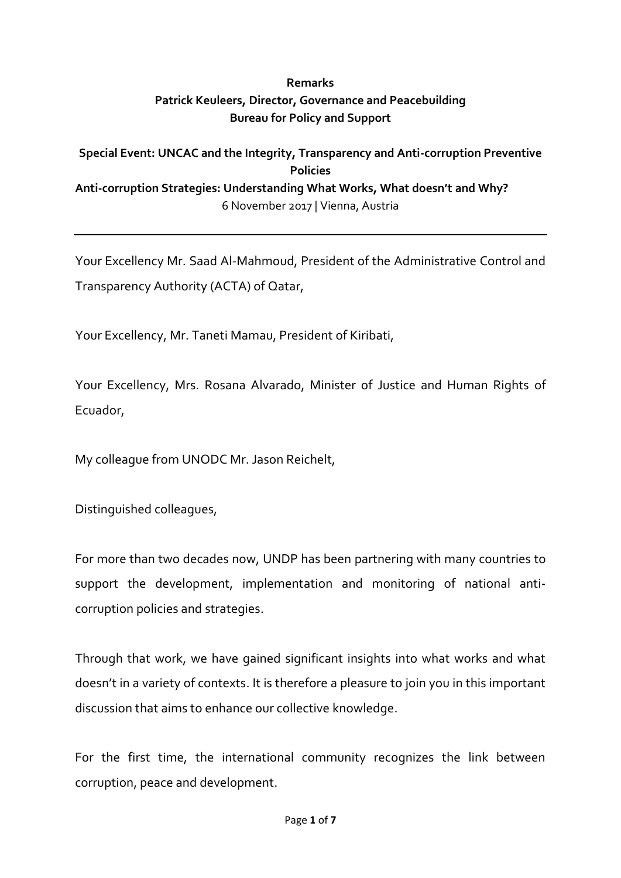**Remarks**
**Patrick Keuleers, Director, Governance and Peacebuilding**
**Bureau for Policy and Support**

**Special Event: UNCAC and the Integrity, Transparency and Anti-corruption Preventive Policies**
**Anti-corruption Strategies: Understanding What Works, What doesn't and Why?**
6 November 2017 | Vienna, Austria

---

Your Excellency Mr. Saad Al-Mahmoud, President of the Administrative Control and Transparency Authority (ACTA) of Qatar,

Your Excellency, Mr. Taneti Mamau, President of Kiribati,

Your Excellency, Mrs. Rosana Alvarado, Minister of Justice and Human Rights of Ecuador,

My colleague from UNODC Mr. Jason Reichelt,

Distinguished colleagues,

For more than two decades now, UNDP has been partnering with many countries to support the development, implementation and monitoring of national anti-corruption policies and strategies.

Through that work, we have gained significant insights into what works and what doesn't in a variety of contexts. It is therefore a pleasure to join you in this important discussion that aims to enhance our collective knowledge.

For the first time, the international community recognizes the link between corruption, peace and development.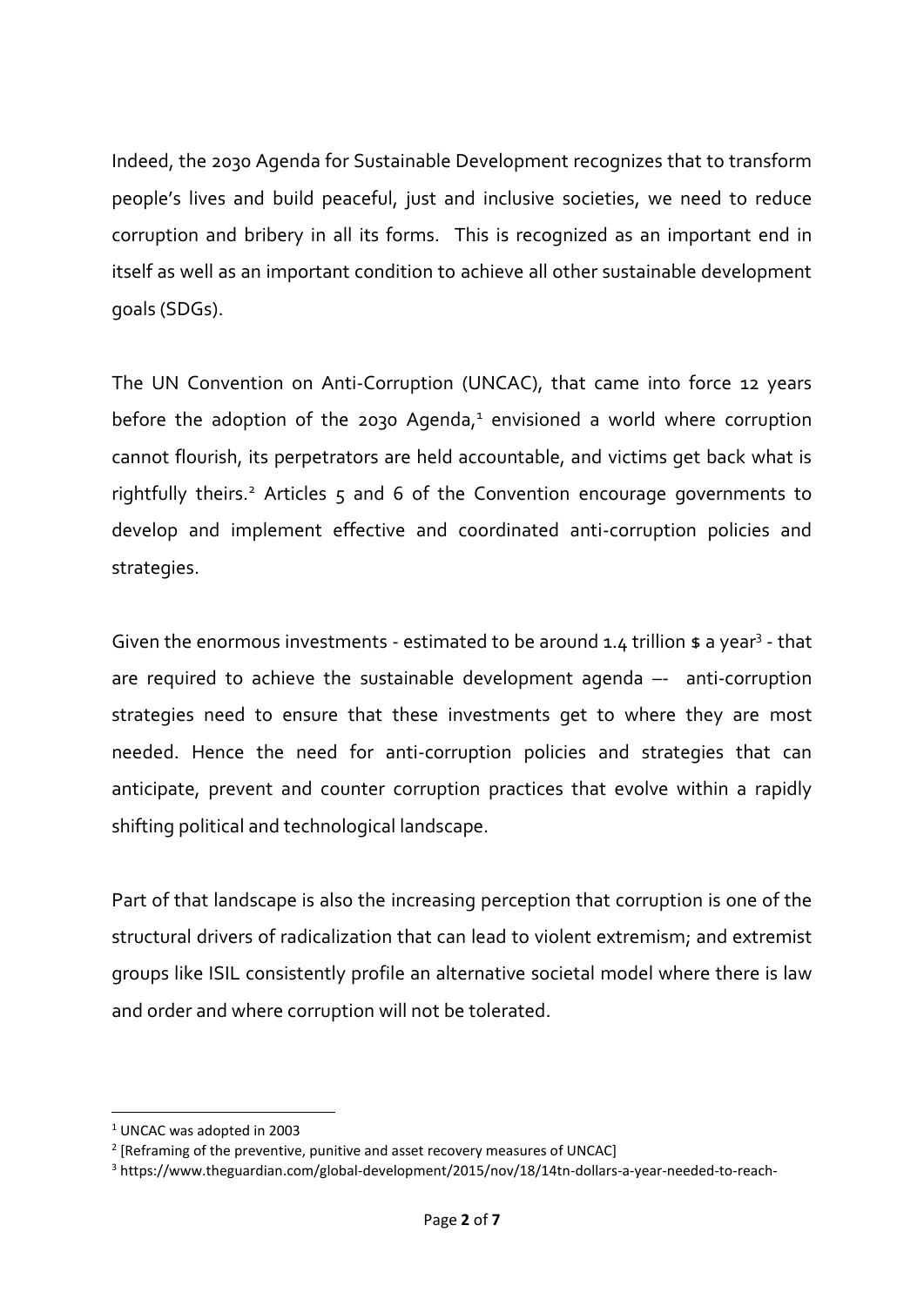Indeed, the 2030 Agenda for Sustainable Development recognizes that to transform people's lives and build peaceful, just and inclusive societies, we need to reduce corruption and bribery in all its forms. This is recognized as an important end in itself as well as an important condition to achieve all other sustainable development goals (SDGs).

The UN Convention on Anti-Corruption (UNCAC), that came into force 12 years before the adoption of the 2030 Agenda,[1] envisioned a world where corruption cannot flourish, its perpetrators are held accountable, and victims get back what is rightfully theirs.[2] Articles 5 and 6 of the Convention encourage governments to develop and implement effective and coordinated anti-corruption policies and strategies.

Given the enormous investments - estimated to be around 1.4 trillion $ a year[3] - that are required to achieve the sustainable development agenda –- anti-corruption strategies need to ensure that these investments get to where they are most needed. Hence the need for anti-corruption policies and strategies that can anticipate, prevent and counter corruption practices that evolve within a rapidly shifting political and technological landscape.

Part of that landscape is also the increasing perception that corruption is one of the structural drivers of radicalization that can lead to violent extremism; and extremist groups like ISIL consistently profile an alternative societal model where there is law and order and where corruption will not be tolerated.

---

[1] UNCAC was adopted in 2003

[2] [Reframing of the preventive, punitive and asset recovery measures of UNCAC]

[3] https://www.theguardian.com/global-development/2015/nov/18/14tn-dollars-a-year-needed-to-reach-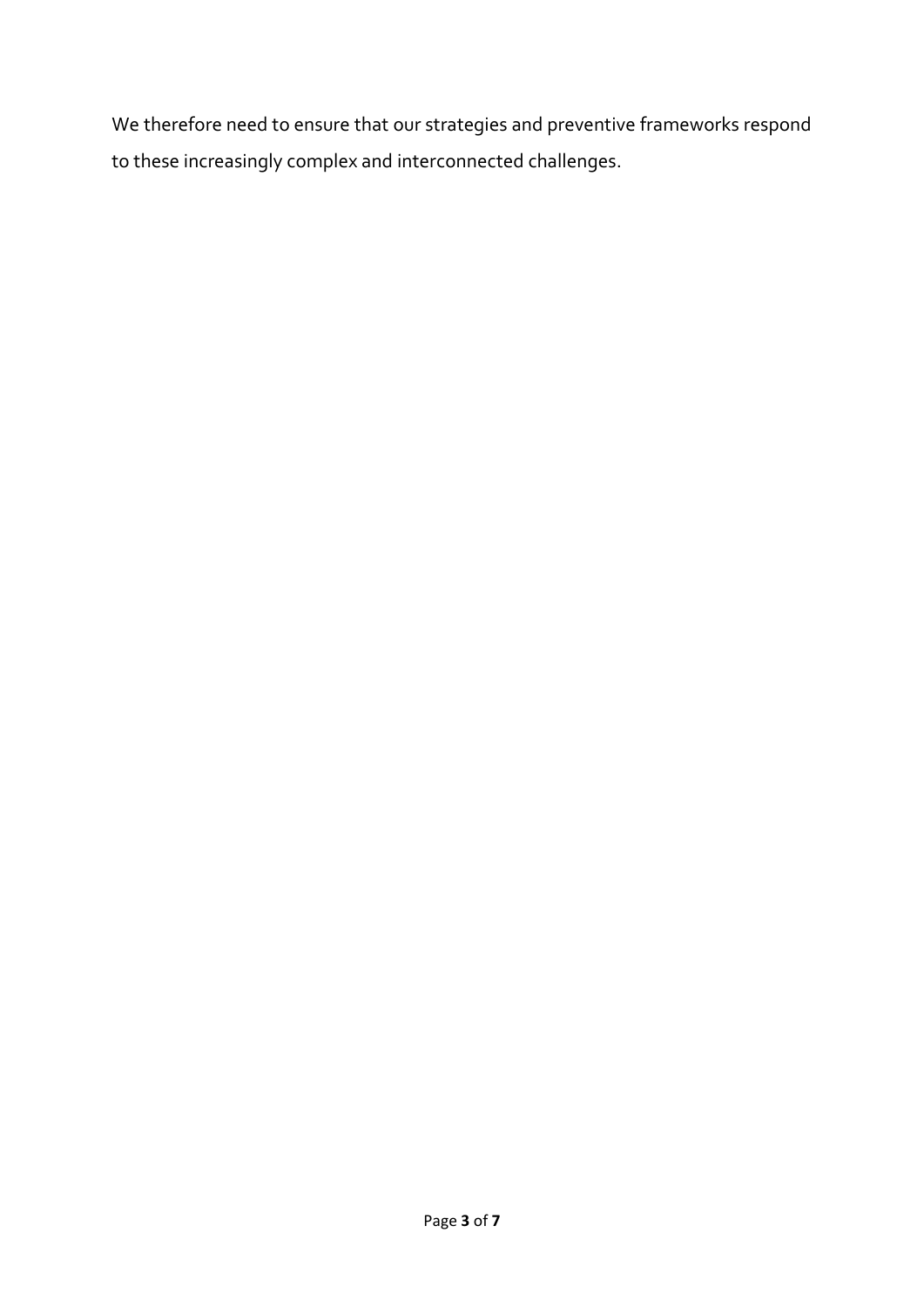We therefore need to ensure that our strategies and preventive frameworks respond to these increasingly complex and interconnected challenges.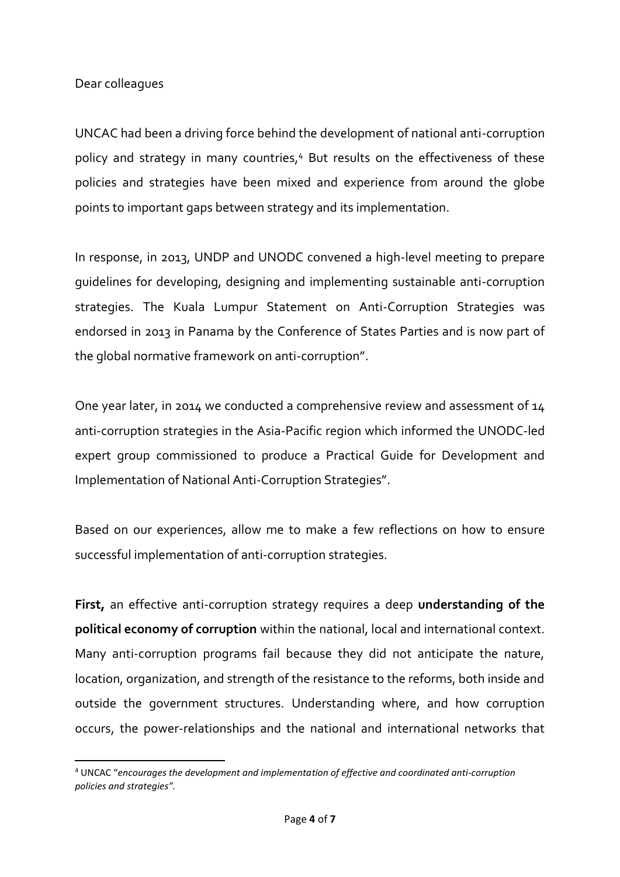Dear colleagues

UNCAC had been a driving force behind the development of national anti-corruption policy and strategy in many countries,[4] But results on the effectiveness of these policies and strategies have been mixed and experience from around the globe points to important gaps between strategy and its implementation.

In response, in 2013, UNDP and UNODC convened a high-level meeting to prepare guidelines for developing, designing and implementing sustainable anti-corruption strategies. The Kuala Lumpur Statement on Anti-Corruption Strategies was endorsed in 2013 in Panama by the Conference of States Parties and is now part of the global normative framework on anti-corruption".

One year later, in 2014 we conducted a comprehensive review and assessment of 14 anti-corruption strategies in the Asia-Pacific region which informed the UNODC-led expert group commissioned to produce a Practical Guide for Development and Implementation of National Anti-Corruption Strategies".

Based on our experiences, allow me to make a few reflections on how to ensure successful implementation of anti-corruption strategies.

**First,** an effective anti-corruption strategy requires a deep **understanding of the political economy of corruption** within the national, local and international context. Many anti-corruption programs fail because they did not anticipate the nature, location, organization, and strength of the resistance to the reforms, both inside and outside the government structures. Understanding where, and how corruption occurs, the power-relationships and the national and international networks that

[4] UNCAC "*encourages the development and implementation of effective and coordinated anti-corruption policies and strategies".*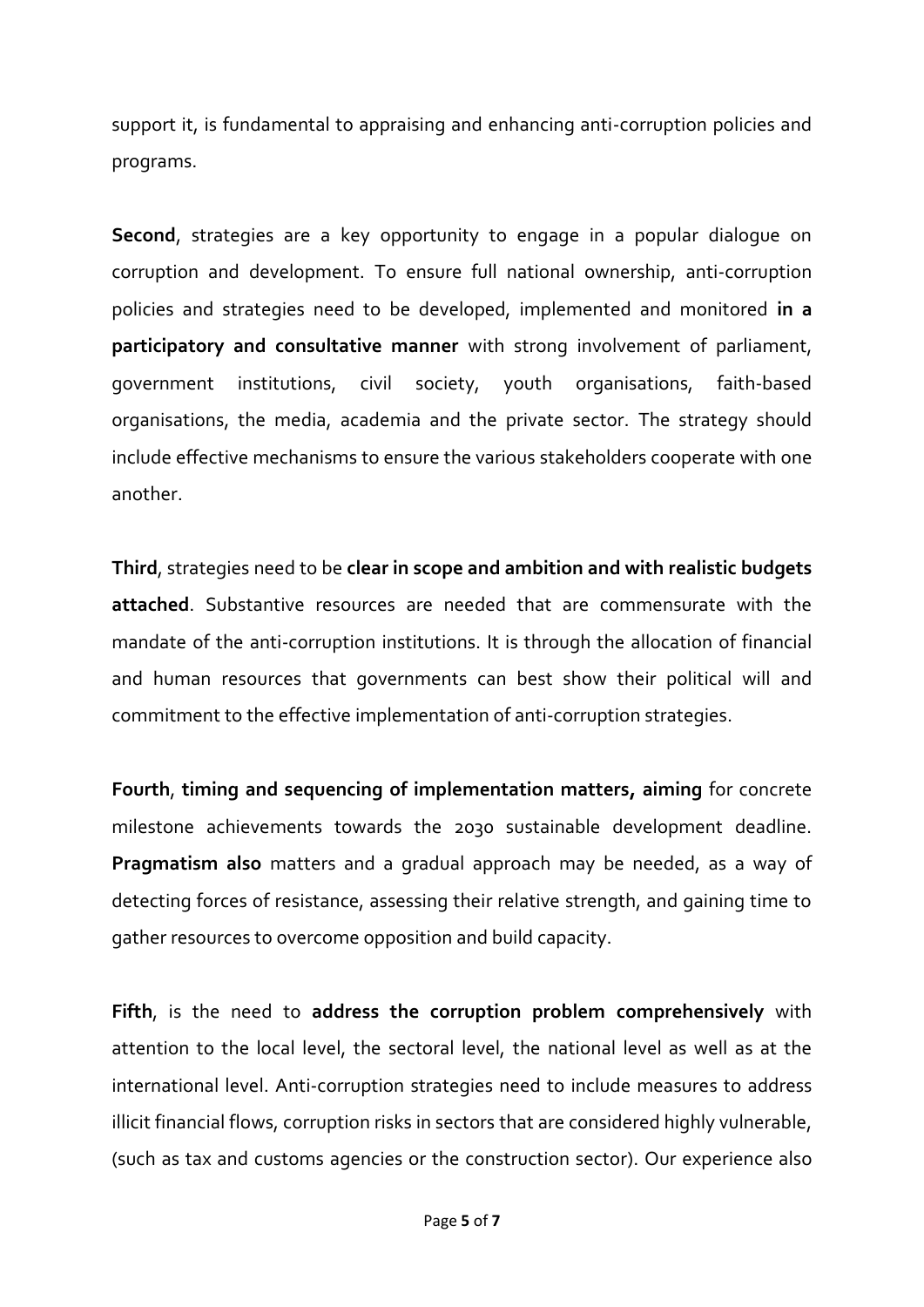support it, is fundamental to appraising and enhancing anti-corruption policies and programs.

**Second**, strategies are a key opportunity to engage in a popular dialogue on corruption and development. To ensure full national ownership, anti-corruption policies and strategies need to be developed, implemented and monitored **in a participatory and consultative manner** with strong involvement of parliament, government institutions, civil society, youth organisations, faith-based organisations, the media, academia and the private sector. The strategy should include effective mechanisms to ensure the various stakeholders cooperate with one another.

**Third**, strategies need to be **clear in scope and ambition and with realistic budgets attached**. Substantive resources are needed that are commensurate with the mandate of the anti-corruption institutions. It is through the allocation of financial and human resources that governments can best show their political will and commitment to the effective implementation of anti-corruption strategies.

**Fourth**, **timing and sequencing of implementation matters, aiming** for concrete milestone achievements towards the 2030 sustainable development deadline. **Pragmatism also** matters and a gradual approach may be needed, as a way of detecting forces of resistance, assessing their relative strength, and gaining time to gather resources to overcome opposition and build capacity.

**Fifth**, is the need to **address the corruption problem comprehensively** with attention to the local level, the sectoral level, the national level as well as at the international level. Anti-corruption strategies need to include measures to address illicit financial flows, corruption risks in sectors that are considered highly vulnerable, (such as tax and customs agencies or the construction sector). Our experience also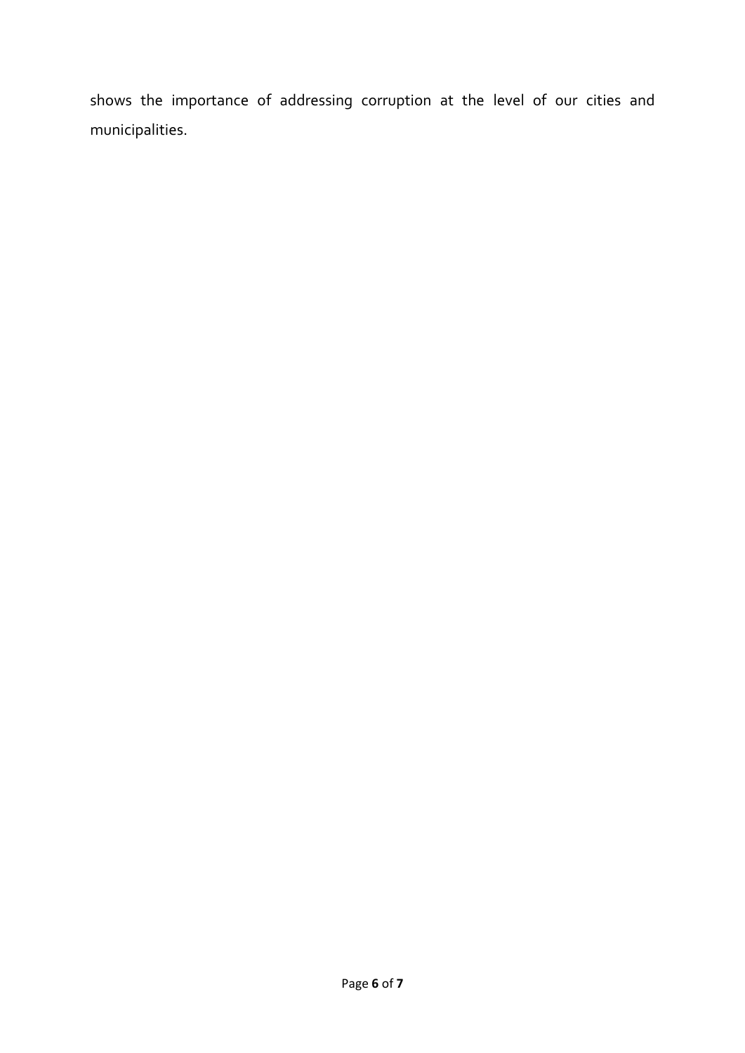shows the importance of addressing corruption at the level of our cities and municipalities.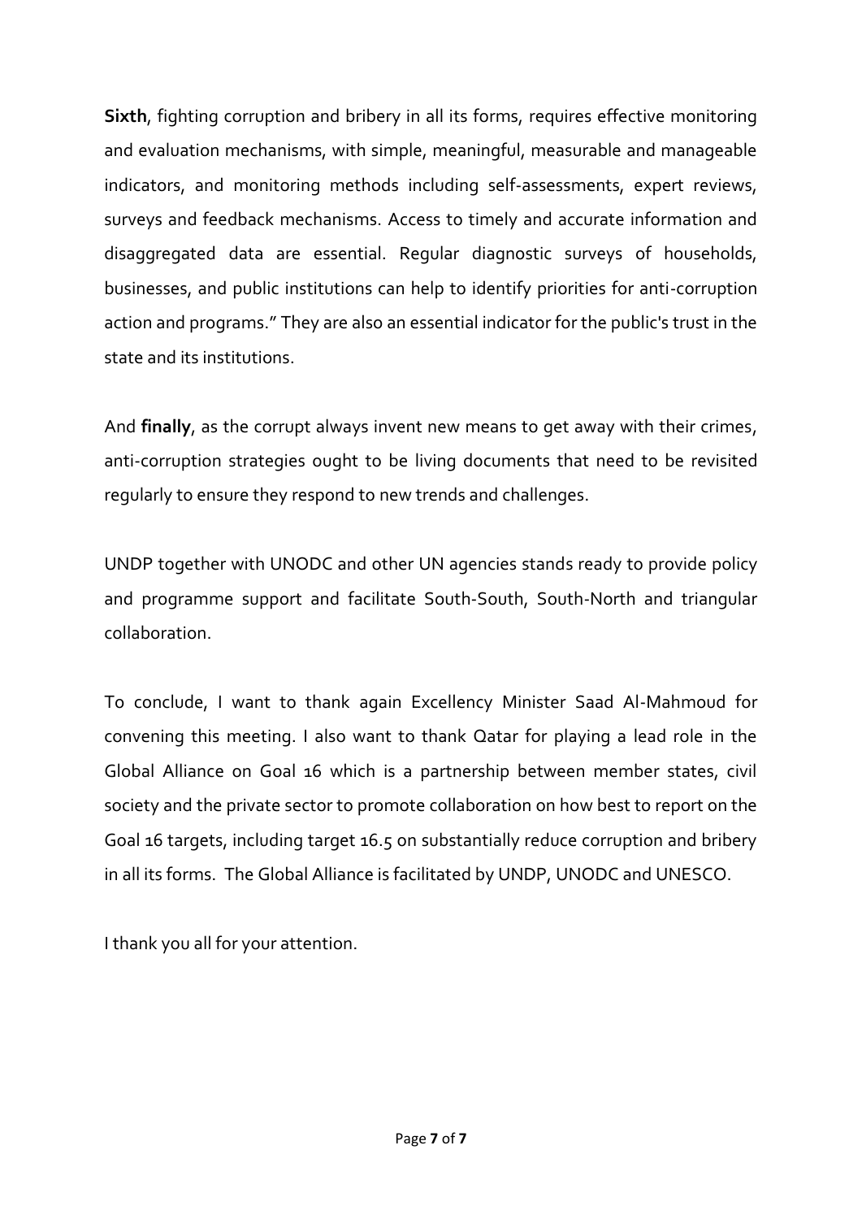**Sixth**, fighting corruption and bribery in all its forms, requires effective monitoring and evaluation mechanisms, with simple, meaningful, measurable and manageable indicators, and monitoring methods including self-assessments, expert reviews, surveys and feedback mechanisms. Access to timely and accurate information and disaggregated data are essential. Regular diagnostic surveys of households, businesses, and public institutions can help to identify priorities for anti-corruption action and programs." They are also an essential indicator for the public's trust in the state and its institutions.

And **finally**, as the corrupt always invent new means to get away with their crimes, anti-corruption strategies ought to be living documents that need to be revisited regularly to ensure they respond to new trends and challenges.

UNDP together with UNODC and other UN agencies stands ready to provide policy and programme support and facilitate South-South, South-North and triangular collaboration.

To conclude, I want to thank again Excellency Minister Saad Al-Mahmoud for convening this meeting. I also want to thank Qatar for playing a lead role in the Global Alliance on Goal 16 which is a partnership between member states, civil society and the private sector to promote collaboration on how best to report on the Goal 16 targets, including target 16.5 on substantially reduce corruption and bribery in all its forms. The Global Alliance is facilitated by UNDP, UNODC and UNESCO.

I thank you all for your attention.